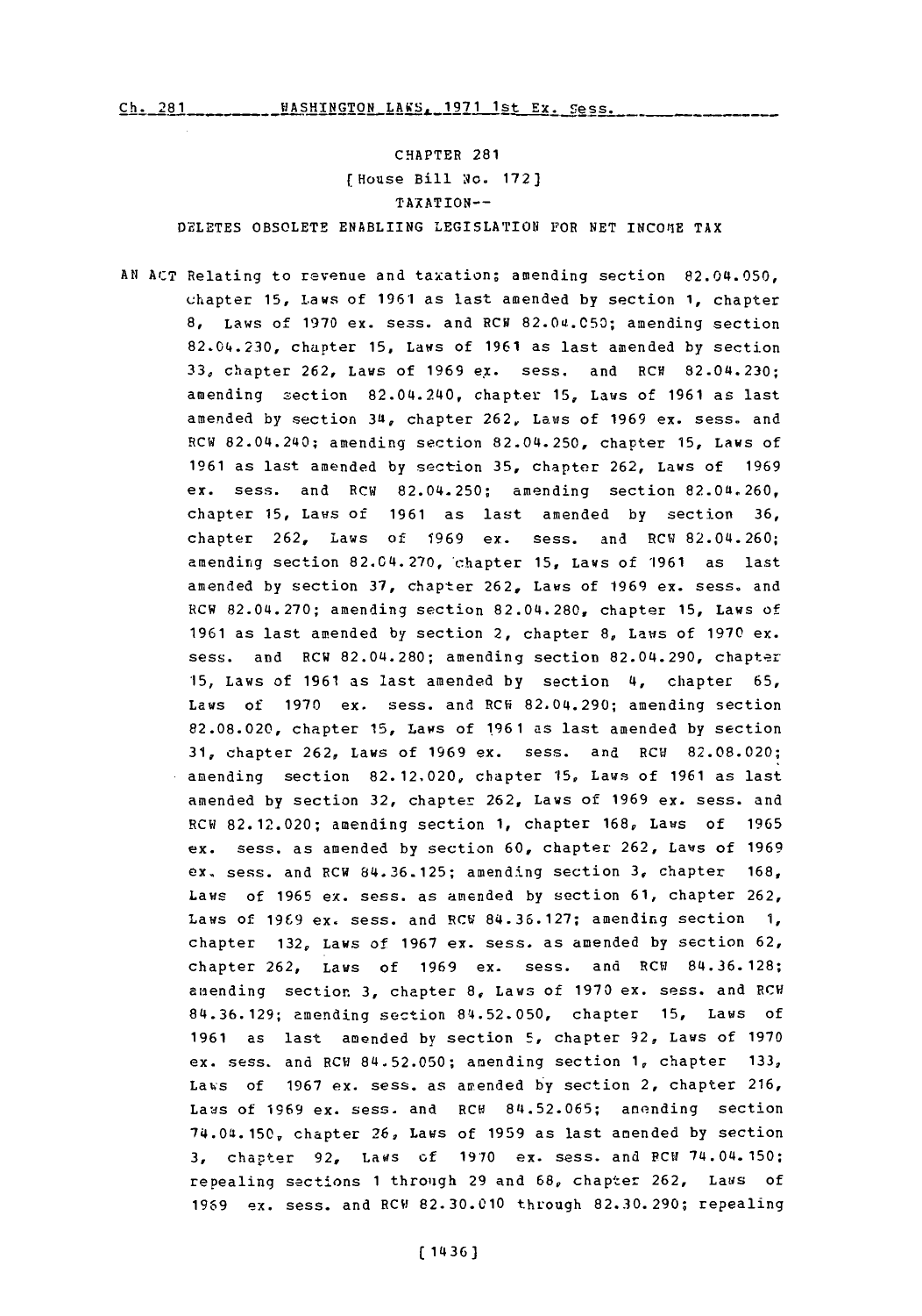CHAPTER 281

[House Bill No. 172]

TAXATION--

DELETES OBSOLETE ENABLIING LEGISLATION FOR NET INCOME TAX

AN ACT Relating to revenue and taxation; amending section 82.04.050, chapter 15, Laws of 1961 as last amended by section 1, chapter 8, Laws of 1970 ex. sess. and RCW 82.04.050; amending section 82.04.230, chapter 15, Laws of 1961 as last amended by section 33, chapter 262, Laws of 1969 ex. sess. and RCW 82.04.230; amending section 82.04.240, chapter 15, Laws of 1961 as last amended by section 34, chapter 262, Laws of 1969 ex. sess. and RCW 82.04.240; amending section 82.04.250, chapter 15, Laws of 1961 as last amended by section 35, chapter 262, Laws of 1969 ex. sess. and RCW 82.04.250; amending section 82.04.260, chapter 15, Laws of 1961 as last amended by section 36, chapter 262, Laws of 1969 ex. sess. and RCW 82.04.260; amending section 82.04.270, chapter 15, Laws of 1961 as last amended by section 37, chapter 262, Laws of 1969 ex. sess. and RCW 82.04.270; amending section 82.04.280, chapter 15, Laws of 1961 as last amended by section 2, chapter 8, Laws of 1970 ex. sess. and RCW 82.04.280; amending section 82.04.290, chapter 15, Laws of 1961 as last amended by section 4, chapter 65, Laws of 1970 ex. sess. and RCW 82.04.290; amending section 82.08.020, chapter 15, Laws of 1961 as last amended by section 31, chapter 262, Laws of 1969 ex. sess. and RCW 82.08.020; amending section 82.12.020, chapter 15, Laws of 1961 as last amended by section 32, chapter 262, Laws of 1969 ex. sess. and RCW 82.12.020; amending section 1, chapter 168, Laws of 1965 ex. sess. as amended by section 60, chapter 262, Laws of 1969 ex. sess. and RCW 84.36.125; amending section 3, chapter 168, Laws of 1965 ex. sess. as amended by section 61, chapter 262, Laws of 1969 ex. sess. and RCW 84.36.127; amending section 1, chapter 132, Laws of 1967 ex. sess. as amended by section 62, chapter 262, Laws of 1969 ex. sess. and RCW 84.36.128; amending section 3, chapter 8, Laws of 1970 ex. sess. and RCW 84.36.129; amending section 84.52.050, chapter 15, Laws of 1961 as last amended by section 5, chapter 92, Laws of 1970 ex. sess. and RCW 84.52.050; amending section 1, chapter 133, Laws of 1967 ex. sess. as amended by section 2, chapter 216, Laws of 1969 ex. sess. and RCW 84.52.065; amending section 74.04.150, chapter 26, Laws of 1959 as last amended by section 3, chapter 92, Laws of 1970 ex. sess. and RCW 74.04.150; repealing sections 1 through 29 and 68, chapter 262, Laws of 1969 ex. sess. and RCW 82.30.010 through 82.30.290; repealing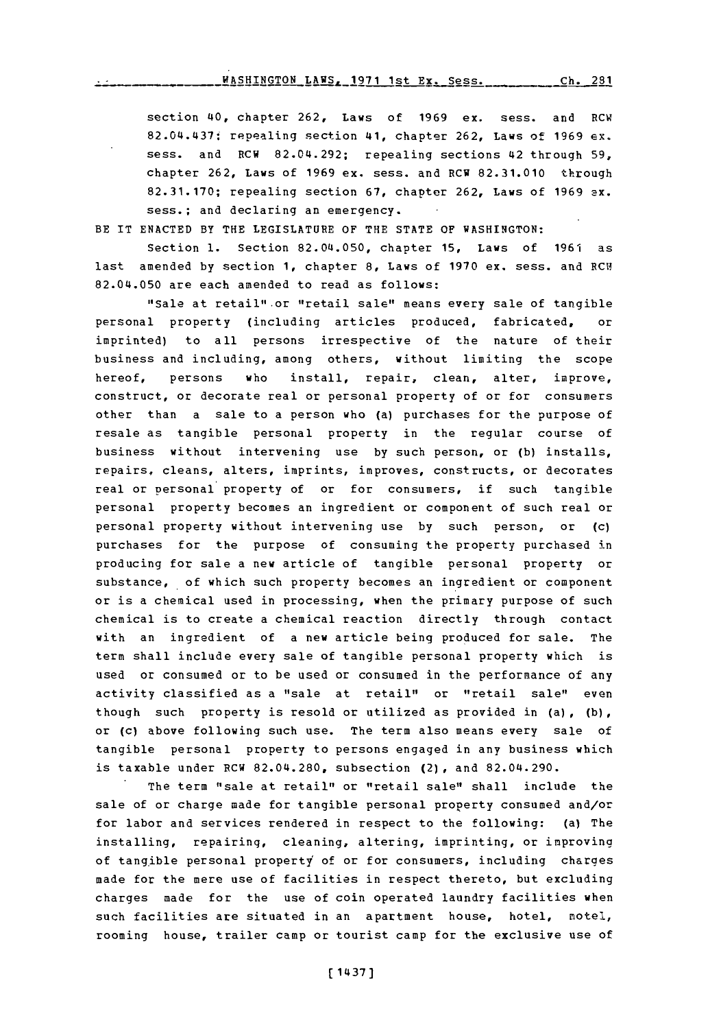section 40, chapter 262, Laws of 1969 ex. sess. and RCW 82.04.437; repealing section 41, chapter 262, Laws of 1969 ex. sess. and RCW 82.04.292; repealing sections 42 through 59, chapter 262, Laws of 1969 ex. sess. and RCW 82.31.010 through 82.31.170; repealing section 67, chapter 262, Laws of 1969 ex. sess.; and declaring an emergency.

BE IT ENACTED BY THE LEGISLATURE OF THE STATE OF WASHINGTON:

Section 1. Section 82.04.050, chapter 15, Laws of 1961 as last amended by section 1, chapter 8, Laws of 1970 ex. sess. and RCW 82.04.050 are each amended to read as follows:

"Sale at retail" or "retail sale" means every sale of tangible personal property (including articles produced, fabricated, or imprinted) to all persons irrespective of the nature of their business and including, among others, without limiting the scope hereof, persons who install, repair, clean, alter, improve, construct, or decorate real or personal property of or for consumers other than a sale to a person who (a) purchases for the purpose of resale as tangible personal property in the regular course of business without intervening use by such person, or (b) installs, repairs, cleans, alters, imprints, improves, constructs, or decorates real or personal property of or for consumers, if such tangible personal property becomes an ingredient or component of such real or personal property without intervening use by such person, or (c) purchases for the purpose of consuming the property purchased in producing for sale a new article of tangible personal property or substance, of which such property becomes an ingredient or component or is a chemical used in processing, when the primary purpose of such chemical is to create a chemical reaction directly through contact with an ingredient of a new article being produced for sale. The term shall include every sale of tangible personal property which is used or consumed or to be used or consumed in the performance of any activity classified as a "sale at retail" or "retail sale" even though such property is resold or utilized as provided in (a), (b), or (c) above following such use. The term also means every sale of tangible personal property to persons engaged in any business which is taxable under RCW 82.04.280, subsection (2), and 82.04.290.

The term "sale at retail" or "retail sale" shall include the sale of or charge made for tangible personal property consumed and/or for labor and services rendered in respect to the following: (a) The installing, repairing, cleaning, altering, imprinting, or improving of tangible personal property of or for consumers, including charges made for the mere use of facilities in respect thereto, but excluding charges made for the use of coin operated laundry facilities when such facilities are situated in an apartment house, hotel, motel, rooming house, trailer camp or tourist camp for the exclusive use of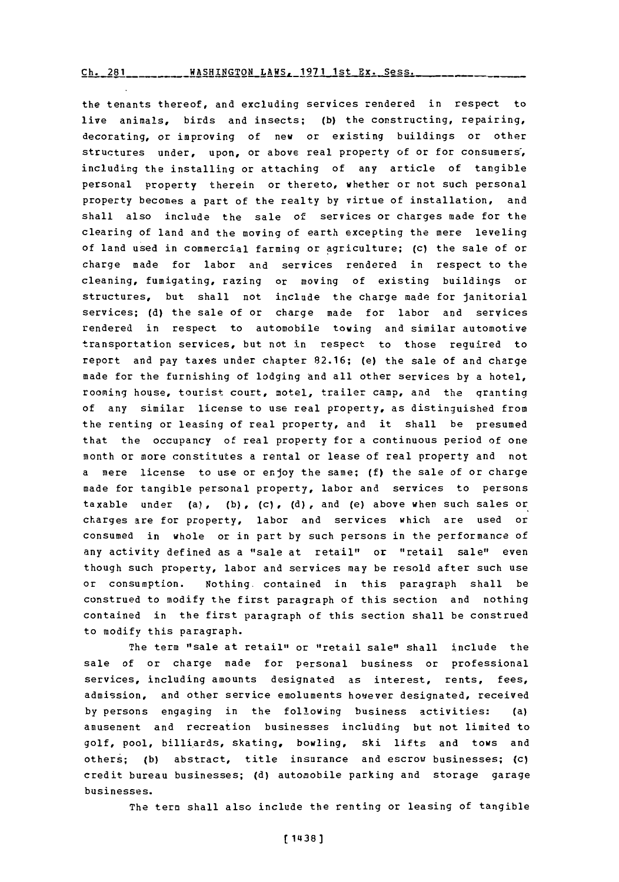the tenants thereof, and excluding services rendered in respect to live animals, birds and insects; (b) the constructing, repairing, decorating, or improving of new or existing buildings or other structures under, upon, or above real property of or for consumers, including the installing or attaching of any article of tangible personal property therein or thereto, whether or not such personal property becomes a part of the realty by virtue of installation, and shall also include the sale of services or charges made for the clearing of land and the moving of earth excepting the mere leveling of land used in commercial farming or agriculture; (c) the sale of or charge made for labor and services rendered in respect to the cleaning, fumigating, razing or moving of existing buildings or structures, but shall not include the charge made for janitorial services; (d) the sale of or charge made for labor and services rendered in respect to automobile towing and similar automotive transportation services, but not in respect to those required to report and pay taxes under chapter 82.16; (e) the sale of and charge made for the furnishing of lodging and all other services by a hotel, rooming house, tourist court, motel, trailer camp, and the granting of any similar license to use real property, as distinguished from the renting or leasing of real property, and it shall be presumed that the occupancy of real property for a continuous period of one month or more constitutes a rental or lease of real property and not a mere license to use or enjoy the same; (f) the sale of or charge made for tangible personal property, labor and services to persons taxable under (a), (b), (c), (d), and (e) above when such sales or charges are for property, labor and services which are used or consumed in whole or in part by such persons in the performance of any activity defined as a "sale at retail" or "retail sale" even though such property, labor and services may be resold after such use or consumption. Nothing contained in this paragraph shall be construed to modify the first paragraph of this section and nothing contained in the first paragraph of this section shall be construed to modify this paragraph.

The term "sale at retail" or "retail sale" shall include the sale of or charge made for personal business or professional services, including amounts designated as interest, rents, fees, admission, and other service emoluments however designated, received by persons engaging in the following business activities: (a) amusement and recreation businesses including but not limited to golf, pool, billiards, skating, bowling, ski lifts and tows and others; (b) abstract, title insurance and escrow businesses; (c) credit bureau businesses; (d) automobile parking and storage garage businesses.

The term shall also include the renting or leasing of tangible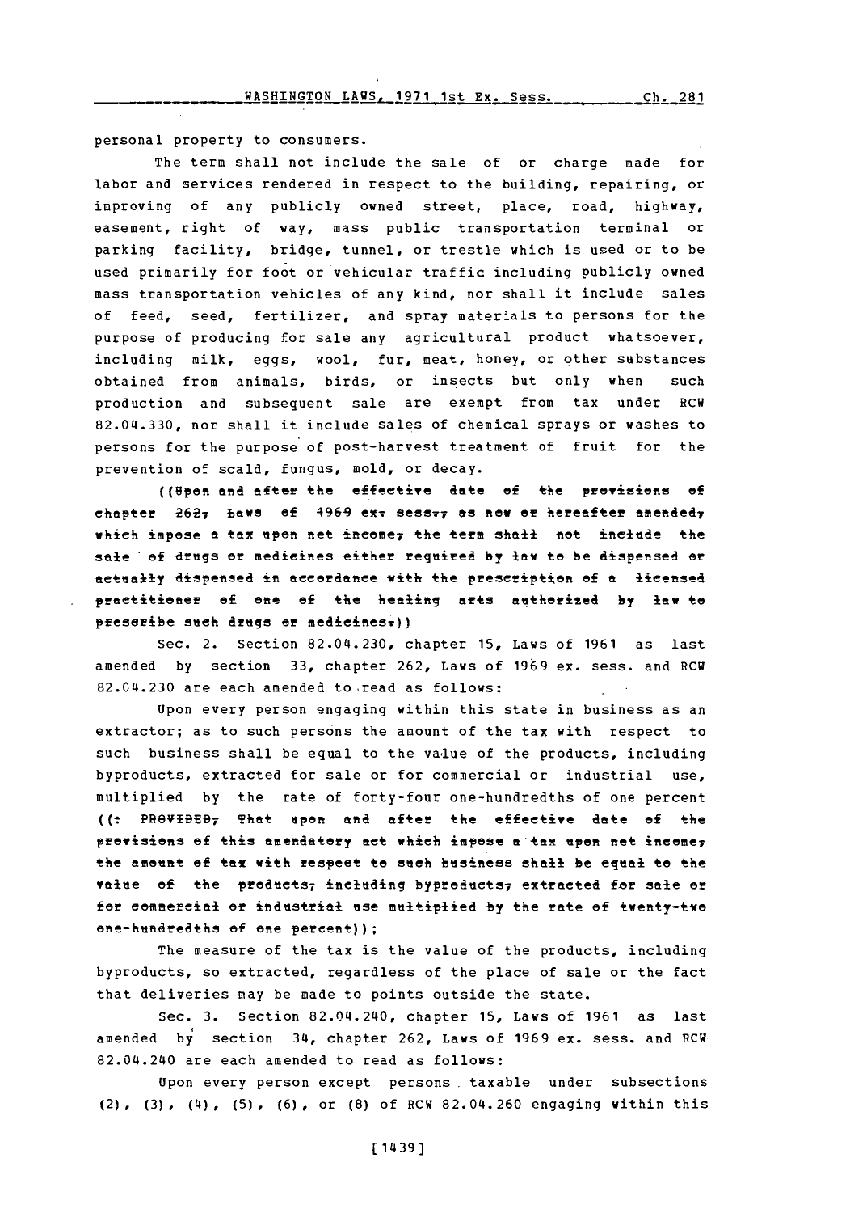personal property to consumers.

The term shall not include the sale of or charge made for labor and services rendered in respect to the building, repairing, or improving of any publicly owned street, place, road, highway, easement, right of way, mass public transportation terminal or parking facility, bridge, tunnel, or trestle which is used or to be used primarily for foot or vehicular traffic including publicly owned mass transportation vehicles of any kind, nor shall it include sales of feed, seed, fertilizer, and spray materials to persons for the purpose of producing for sale any agricultural product whatsoever, including milk, eggs, wool, fur, meat, honey, or other substances obtained from animals, birds, or insects but only when such production and subsequent sale are exempt from tax under RCW 82.04.330, nor shall it include sales of chemical sprays or washes to persons for the purpose of post-harvest treatment of fruit for the prevention of scald, fungus, mold, or decay.

((~~Upon and after the effective date of the provisions of chapter 262, Laws of 1969 ex. sess., as now or hereafter amended, which impose a tax upon net income, the term shall not include the sale of drugs or medicines either required by law to be dispensed or actually dispensed in accordance with the prescription of a licensed practitioner of one of the healing arts authorized by law to prescribe such drugs or medicines.~~))

Sec. 2. Section 82.04.230, chapter 15, Laws of 1961 as last amended by section 33, chapter 262, Laws of 1969 ex. sess. and RCW 82.04.230 are each amended to read as follows:

Upon every person engaging within this state in business as an extractor; as to such persons the amount of the tax with respect to such business shall be equal to the value of the products, including byproducts, extracted for sale or for commercial or industrial use, multiplied by the rate of forty-four one-hundredths of one percent ((~~: PROVIDED, That upon and after the effective date of the provisions of this amendatory act which impose a tax upon net income, the amount of tax with respect to such business shall be equal to the value of the products, including byproducts, extracted for sale or for commercial or industrial use multiplied by the rate of twenty-two one-hundredths of one percent~~));

The measure of the tax is the value of the products, including byproducts, so extracted, regardless of the place of sale or the fact that deliveries may be made to points outside the state.

Sec. 3. Section 82.04.240, chapter 15, Laws of 1961 as last amended by section 34, chapter 262, Laws of 1969 ex. sess. and RCW 82.04.240 are each amended to read as follows:

Upon every person except persons taxable under subsections (2), (3), (4), (5), (6), or (8) of RCW 82.04.260 engaging within this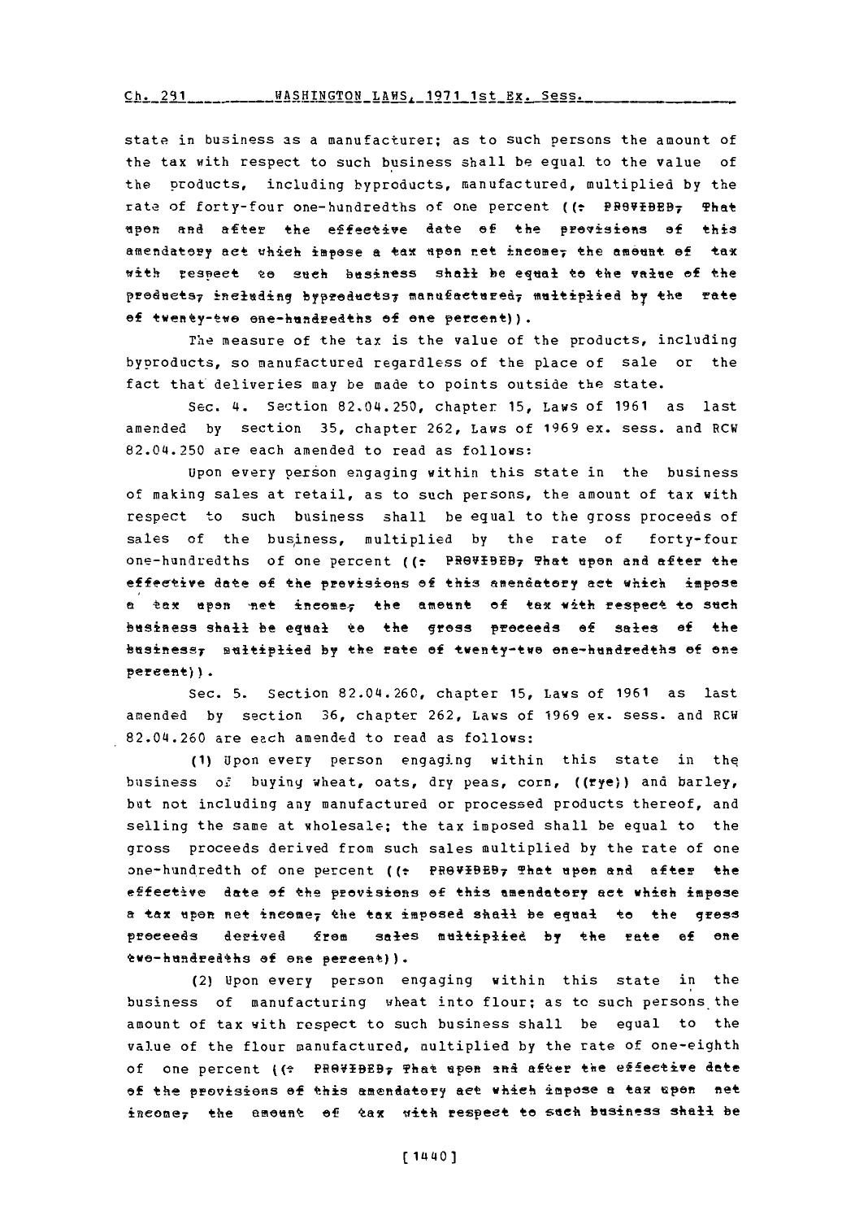state in business as a manufacturer; as to such persons the amount of the tax with respect to such business shall be equal to the value of the products, including byproducts, manufactured, multiplied by the rate of forty-four one-hundredths of one percent ((: PROVIDED, That upon and after the effective date of the provisions of this amendatory act which impose a tax upon net income, the amount of tax with respect to such business shall be equal to the value of the products, including byproducts, manufactured, multiplied by the rate of twenty-two one-hundredths of one percent)).

The measure of the tax is the value of the products, including byproducts, so manufactured regardless of the place of sale or the fact that deliveries may be made to points outside the state.

Sec. 4. Section 82.04.250, chapter 15, Laws of 1961 as last amended by section 35, chapter 262, Laws of 1969 ex. sess. and RCW 82.04.250 are each amended to read as follows:

Upon every person engaging within this state in the business of making sales at retail, as to such persons, the amount of tax with respect to such business shall be equal to the gross proceeds of sales of the business, multiplied by the rate of forty-four one-hundredths of one percent ((: PROVIDED, That upon and after the effective date of the provisions of this amendatory act which impose a tax upon net income, the amount of tax with respect to such business shall be equal to the gross proceeds of sales of the business, multiplied by the rate of twenty-two one-hundredths of one percent)).

Sec. 5. Section 82.04.260, chapter 15, Laws of 1961 as last amended by section 36, chapter 262, Laws of 1969 ex. sess. and RCW 82.04.260 are each amended to read as follows:

(1) Upon every person engaging within this state in the business of buying wheat, oats, dry peas, corn, ((rye)) and barley, but not including any manufactured or processed products thereof, and selling the same at wholesale; the tax imposed shall be equal to the gross proceeds derived from such sales multiplied by the rate of one one-hundredth of one percent ((: PROVIDED, That upon and after the effective date of the provisions of this amendatory act which impose a tax upon net income, the tax imposed shall be equal to the gross proceeds derived from sales multiplied by the rate of one two-hundredths of one percent)).

(2) Upon every person engaging within this state in the business of manufacturing wheat into flour; as to such persons the amount of tax with respect to such business shall be equal to the value of the flour manufactured, multiplied by the rate of one-eighth of one percent ((: PROVIDED, That upon and after the effective date of the provisions of this amendatory act which impose a tax upon net income, the amount of tax with respect to such business shall be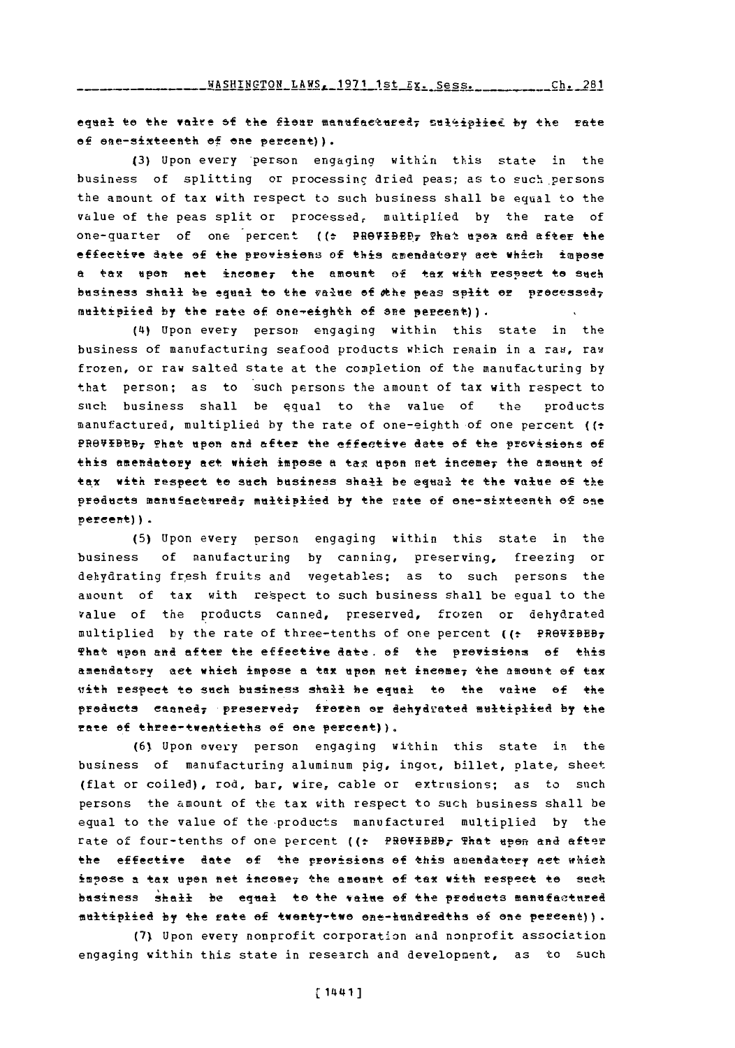equal to the value of the flour manufactured, multiplied by the rate of one-sixteenth of one percent)).

(3) Upon every person engaging within this state in the business of splitting or processing dried peas; as to such persons the amount of tax with respect to such business shall be equal to the value of the peas split or processed, multiplied by the rate of one-quarter of one percent ((: PROVIDED, That upon and after the effective date of the provisions of this amendatory act which impose a tax upon net income, the amount of tax with respect to such business shall be equal to the value of the peas split or processed, multiplied by the rate of one-eighth of one percent)).

(4) Upon every person engaging within this state in the business of manufacturing seafood products which remain in a raw, raw frozen, or raw salted state at the completion of the manufacturing by that person; as to such persons the amount of tax with respect to such business shall be equal to the value of the products manufactured, multiplied by the rate of one-eighth of one percent ((: PROVIDED, That upon and after the effective date of the provisions of this amendatory act which impose a tax upon net income, the amount of tax with respect to such business shall be equal to the value of the products manufactured, multiplied by the rate of one-sixteenth of one percent)).

(5) Upon every person engaging within this state in the business of manufacturing by canning, preserving, freezing or dehydrating fresh fruits and vegetables; as to such persons the amount of tax with respect to such business shall be equal to the value of the products canned, preserved, frozen or dehydrated multiplied by the rate of three-tenths of one percent ((: PROVIDED, That upon and after the effective date of the provisions of this amendatory act which impose a tax upon net income, the amount of tax with respect to such business shall be equal to the value of the products canned, preserved, frozen or dehydrated multiplied by the rate of three-twentieths of one percent)).

(6) Upon every person engaging within this state in the business of manufacturing aluminum pig, ingot, billet, plate, sheet (flat or coiled), rod, bar, wire, cable or extrusions; as to such persons the amount of the tax with respect to such business shall be equal to the value of the products manufactured multiplied by the rate of four-tenths of one percent ((: PROVIDED, That upon and after the effective date of the provisions of this amendatory act which impose a tax upon net income, the amount of tax with respect to such business shall be equal to the value of the products manufactured multiplied by the rate of twenty-two one-hundredths of one percent)).

(7) Upon every nonprofit corporation and nonprofit association engaging within this state in research and development, as to such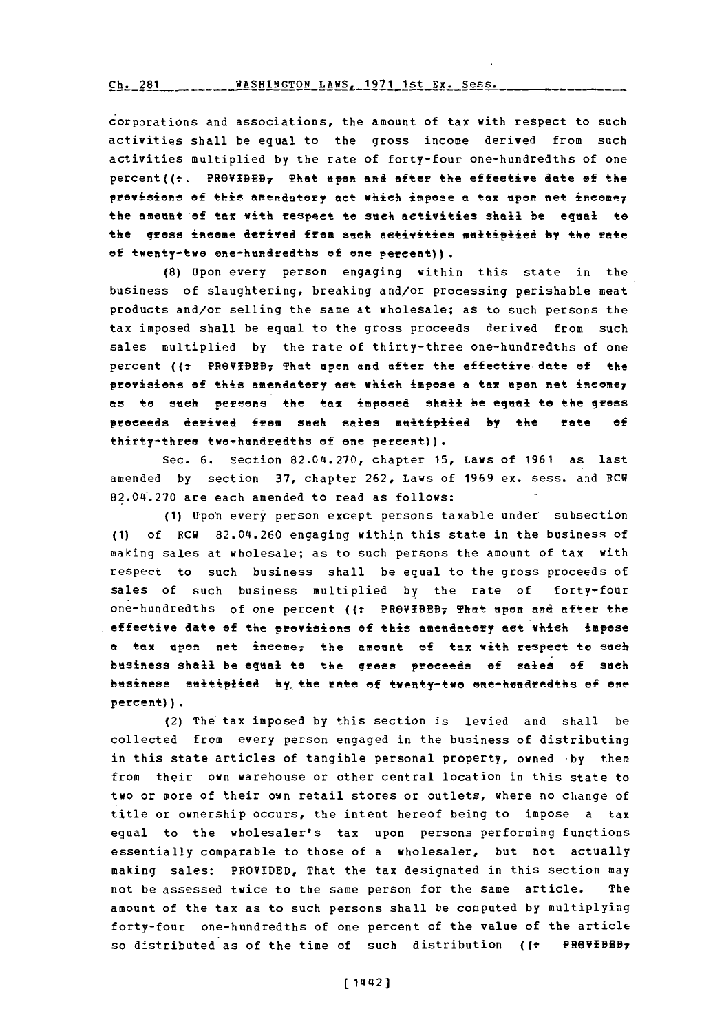corporations and associations, the amount of tax with respect to such activities shall be equal to the gross income derived from such activities multiplied by the rate of forty-four one-hundredths of one percent((: PROVIDED, That upon and after the effective date of the provisions of this amendatory act which impose a tax upon net income, the amount of tax with respect to such activities shall be equal to the gross income derived from such activities multiplied by the rate of twenty-two one-hundredths of one percent)).

(8) Upon every person engaging within this state in the business of slaughtering, breaking and/or processing perishable meat products and/or selling the same at wholesale; as to such persons the tax imposed shall be equal to the gross proceeds derived from such sales multiplied by the rate of thirty-three one-hundredths of one percent ((: PROVIDED, That upon and after the effective date of the provisions of this amendatory act which impose a tax upon net income, as to such persons the tax imposed shall be equal to the gross proceeds derived from such sales multiplied by the rate of thirty-three two-hundredths of one percent)).

Sec. 6. Section 82.04.270, chapter 15, Laws of 1961 as last amended by section 37, chapter 262, Laws of 1969 ex. sess. and RCW 82.04.270 are each amended to read as follows:

(1) Upon every person except persons taxable under subsection (1) of RCW 82.04.260 engaging within this state in the business of making sales at wholesale; as to such persons the amount of tax with respect to such business shall be equal to the gross proceeds of sales of such business multiplied by the rate of forty-four one-hundredths of one percent ((: PROVIDED, That upon and after the effective date of the provisions of this amendatory act which impose a tax upon net income, the amount of tax with respect to such business shall be equal to the gross proceeds of sales of such business multiplied by the rate of twenty-two one-hundredths of one percent)).

(2) The tax imposed by this section is levied and shall be collected from every person engaged in the business of distributing in this state articles of tangible personal property, owned by them from their own warehouse or other central location in this state to two or more of their own retail stores or outlets, where no change of title or ownership occurs, the intent hereof being to impose a tax equal to the wholesaler's tax upon persons performing functions essentially comparable to those of a wholesaler, but not actually making sales: PROVIDED, That the tax designated in this section may not be assessed twice to the same person for the same article. The amount of the tax as to such persons shall be computed by multiplying forty-four one-hundredths of one percent of the value of the article so distributed as of the time of such distribution ((: PROVIDED,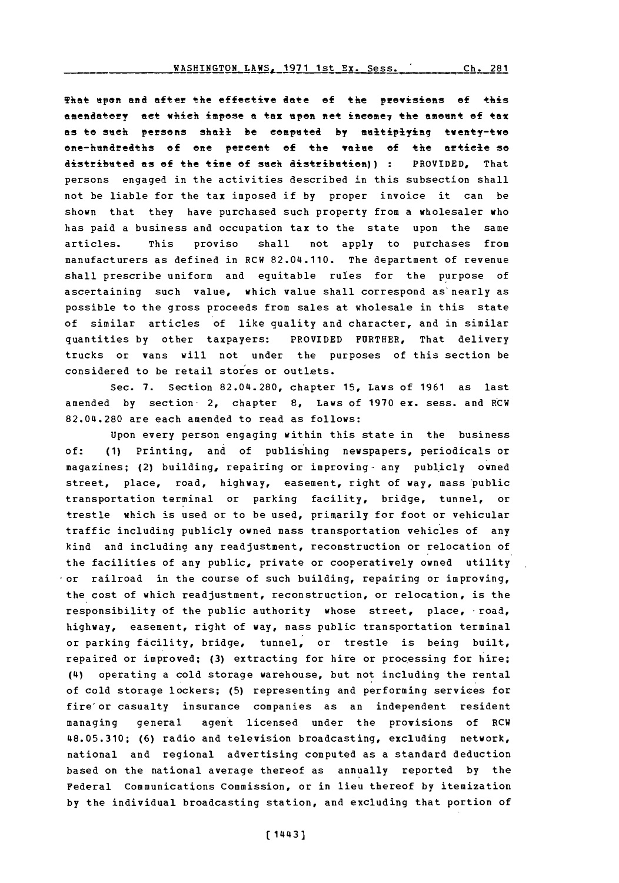That upon and after the effective date of the provisions of this amendatory act which impose a tax upon net income, the amount of tax as to such persons shall be computed by multiplying twenty-two one-hundredths of one percent of the value of the article so distributed as of the time of such distribution)) : PROVIDED, That persons engaged in the activities described in this subsection shall not be liable for the tax imposed if by proper invoice it can be shown that they have purchased such property from a wholesaler who has paid a business and occupation tax to the state upon the same articles. This proviso shall not apply to purchases from manufacturers as defined in RCW 82.04.110. The department of revenue shall prescribe uniform and equitable rules for the purpose of ascertaining such value, which value shall correspond as nearly as possible to the gross proceeds from sales at wholesale in this state of similar articles of like quality and character, and in similar quantities by other taxpayers: PROVIDED FURTHER, That delivery trucks or vans will not under the purposes of this section be considered to be retail stores or outlets.

Sec. 7. Section 82.04.280, chapter 15, Laws of 1961 as last amended by section 2, chapter 8, Laws of 1970 ex. sess. and RCW 82.04.280 are each amended to read as follows:

Upon every person engaging within this state in the business of: (1) Printing, and of publishing newspapers, periodicals or magazines; (2) building, repairing or improving any publicly owned street, place, road, highway, easement, right of way, mass public transportation terminal or parking facility, bridge, tunnel, or trestle which is used or to be used, primarily for foot or vehicular traffic including publicly owned mass transportation vehicles of any kind and including any readjustment, reconstruction or relocation of the facilities of any public, private or cooperatively owned utility or railroad in the course of such building, repairing or improving, the cost of which readjustment, reconstruction, or relocation, is the responsibility of the public authority whose street, place, road, highway, easement, right of way, mass public transportation terminal or parking facility, bridge, tunnel, or trestle is being built, repaired or improved; (3) extracting for hire or processing for hire; (4) operating a cold storage warehouse, but not including the rental of cold storage lockers; (5) representing and performing services for fire or casualty insurance companies as an independent resident managing general agent licensed under the provisions of RCW 48.05.310; (6) radio and television broadcasting, excluding network, national and regional advertising computed as a standard deduction based on the national average thereof as annually reported by the Federal Communications Commission, or in lieu thereof by itemization by the individual broadcasting station, and excluding that portion of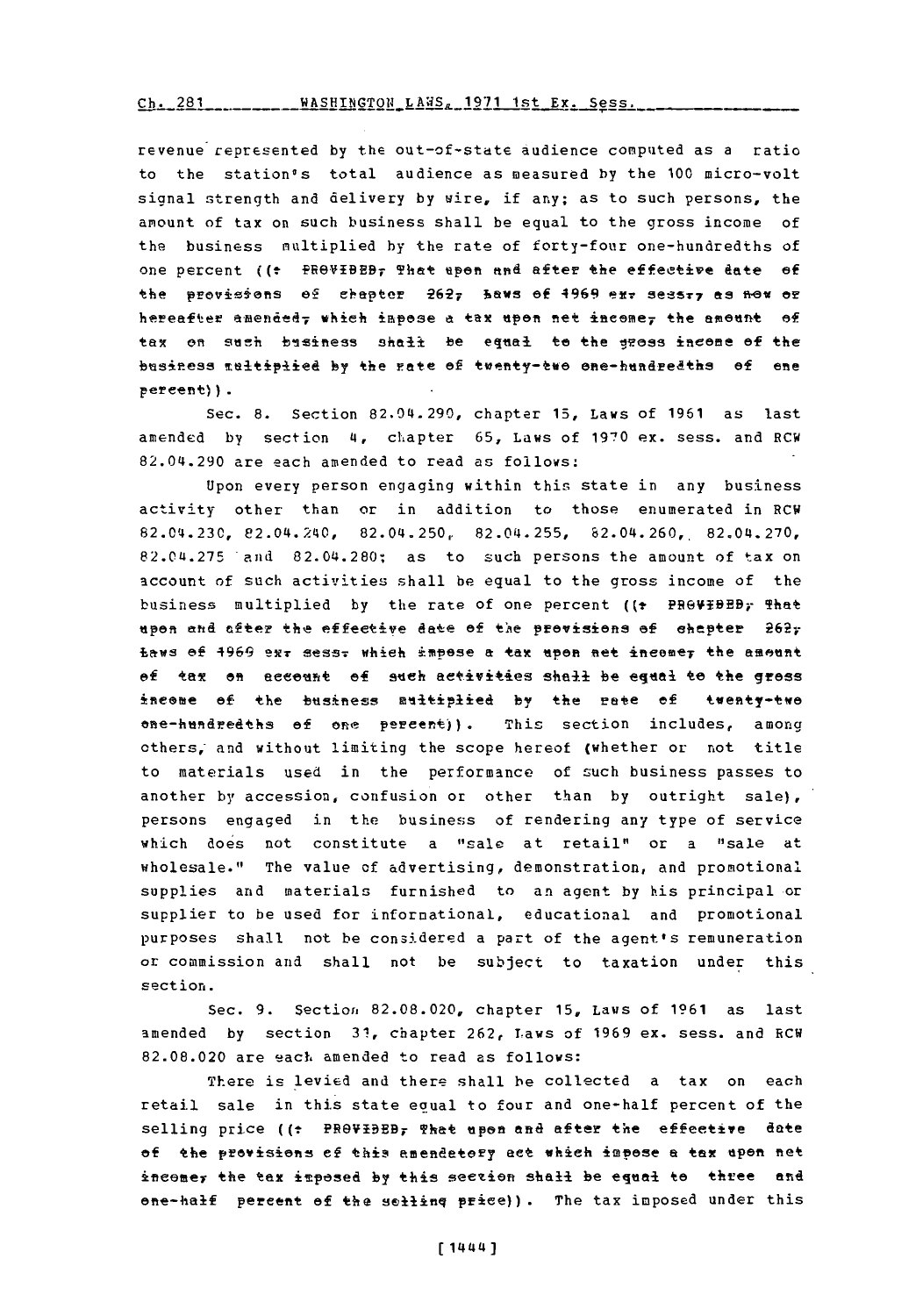revenue represented by the out-of-state audience computed as a ratio to the station's total audience as measured by the 100 micro-volt signal strength and delivery by wire, if any; as to such persons, the amount of tax on such business shall be equal to the gross income of the business multiplied by the rate of forty-four one-hundredths of one percent ((: PROVIDED, That upon and after the effective date of the provisions of chapter 262, Laws of 1969 ex. sess., as now or hereafter amended, which impose a tax upon net income, the amount of tax on such business shall be equal to the gross income of the business multiplied by the rate of twenty-two one-hundredths of one percent)).

Sec. 8. Section 82.04.290, chapter 15, Laws of 1961 as last amended by section 4, chapter 65, Laws of 1970 ex. sess. and RCW 82.04.290 are each amended to read as follows:

Upon every person engaging within this state in any business activity other than or in addition to those enumerated in RCW 82.04.230, 82.04.240, 82.04.250, 82.04.255, 82.04.260, 82.04.270, 82.04.275 and 82.04.280; as to such persons the amount of tax on account of such activities shall be equal to the gross income of the business multiplied by the rate of one percent ((: PROVIDED, That upon and after the effective date of the provisions of chapter 262, Laws of 1969 ex. sess. which impose a tax upon net income, the amount of tax on account of such activities shall be equal to the gross income of the business multiplied by the rate of twenty-two one-hundredths of one percent)). This section includes, among others, and without limiting the scope hereof (whether or not title to materials used in the performance of such business passes to another by accession, confusion or other than by outright sale), persons engaged in the business of rendering any type of service which does not constitute a "sale at retail" or a "sale at wholesale." The value of advertising, demonstration, and promotional supplies and materials furnished to an agent by his principal or supplier to be used for informational, educational and promotional purposes shall not be considered a part of the agent's remuneration or commission and shall not be subject to taxation under this section.

Sec. 9. Section 82.08.020, chapter 15, Laws of 1961 as last amended by section 31, chapter 262, Laws of 1969 ex. sess. and RCW 82.08.020 are each amended to read as follows:

There is levied and there shall be collected a tax on each retail sale in this state equal to four and one-half percent of the selling price ((: PROVIDED, That upon and after the effective date of the provisions of this amendatory act which impose a tax upon net income, the tax imposed by this section shall be equal to three and one-half percent of the selling price)). The tax imposed under this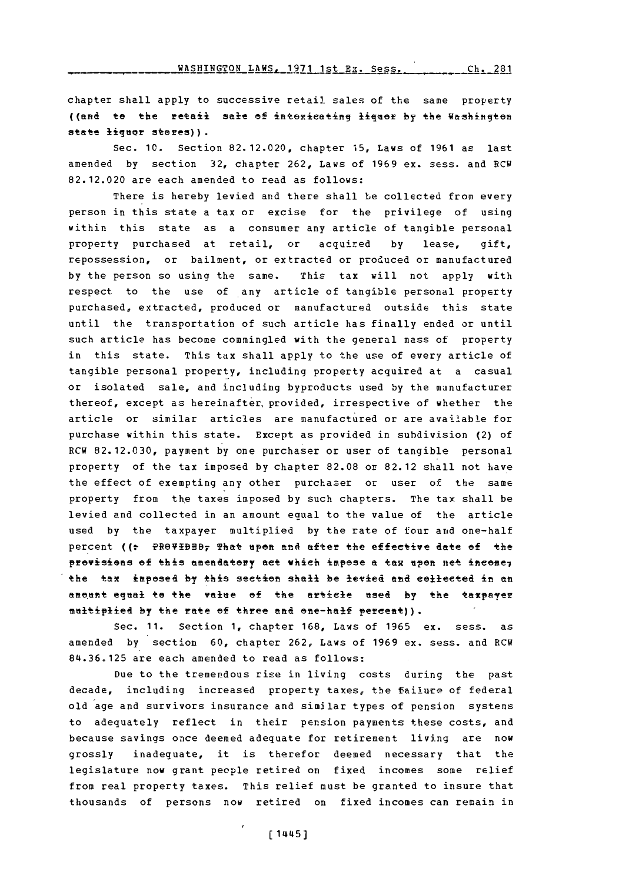chapter shall apply to successive retail sales of the same property ((and to the retail sale of intoxicating liquor by the Washington state liquor stores)).

Sec. 10. Section 82.12.020, chapter 15, Laws of 1961 as last amended by section 32, chapter 262, Laws of 1969 ex. sess. and RCW 82.12.020 are each amended to read as follows:

There is hereby levied and there shall be collected from every person in this state a tax or excise for the privilege of using within this state as a consumer any article of tangible personal property purchased at retail, or acquired by lease, gift, repossession, or bailment, or extracted or produced or manufactured by the person so using the same. This tax will not apply with respect to the use of any article of tangible personal property purchased, extracted, produced or manufactured outside this state until the transportation of such article has finally ended or until such article has become commingled with the general mass of property in this state. This tax shall apply to the use of every article of tangible personal property, including property acquired at a casual or isolated sale, and including byproducts used by the manufacturer thereof, except as hereinafter provided, irrespective of whether the article or similar articles are manufactured or are available for purchase within this state. Except as provided in subdivision (2) of RCW 82.12.030, payment by one purchaser or user of tangible personal property of the tax imposed by chapter 82.08 or 82.12 shall not have the effect of exempting any other purchaser or user of the same property from the taxes imposed by such chapters. The tax shall be levied and collected in an amount equal to the value of the article used by the taxpayer multiplied by the rate of four and one-half percent ((: PROVIDED, That upon and after the effective date of the provisions of this amendatory act which impose a tax upon net income, the tax imposed by this section shall be levied and collected in an amount equal to the value of the article used by the taxpayer multiplied by the rate of three and one-half percent)).

Sec. 11. Section 1, chapter 168, Laws of 1965 ex. sess. as amended by section 60, chapter 262, Laws of 1969 ex. sess. and RCW 84.36.125 are each amended to read as follows:

Due to the tremendous rise in living costs during the past decade, including increased property taxes, the failure of federal old age and survivors insurance and similar types of pension systems to adequately reflect in their pension payments these costs, and because savings once deemed adequate for retirement living are now grossly inadequate, it is therefor deemed necessary that the legislature now grant people retired on fixed incomes some relief from real property taxes. This relief must be granted to insure that thousands of persons now retired on fixed incomes can remain in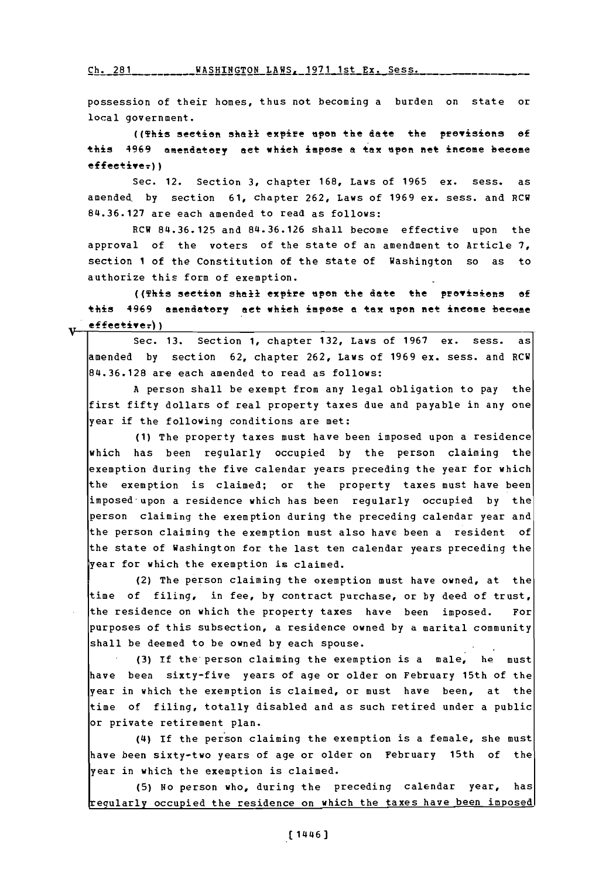possession of their homes, thus not becoming a burden on state or local government.

((This section shall expire upon the date the provisions of this 1969 amendatory act which impose a tax upon net income become effective.))

Sec. 12. Section 3, chapter 168, Laws of 1965 ex. sess. as amended by section 61, chapter 262, Laws of 1969 ex. sess. and RCW 84.36.127 are each amended to read as follows:

RCW 84.36.125 and 84.36.126 shall become effective upon the approval of the voters of the state of an amendment to Article 7, section 1 of the Constitution of the state of Washington so as to authorize this form of exemption.

((This section shall expire upon the date the provisions of this 1969 amendatory act which impose a tax upon net income become effective.))

Sec. 13. Section 1, chapter 132, Laws of 1967 ex. sess. as amended by section 62, chapter 262, Laws of 1969 ex. sess. and RCW 84.36.128 are each amended to read as follows:

A person shall be exempt from any legal obligation to pay the first fifty dollars of real property taxes due and payable in any one year if the following conditions are met:

(1) The property taxes must have been imposed upon a residence which has been regularly occupied by the person claiming the exemption during the five calendar years preceding the year for which the exemption is claimed; or the property taxes must have been imposed upon a residence which has been regularly occupied by the person claiming the exemption during the preceding calendar year and the person claiming the exemption must also have been a resident of the state of Washington for the last ten calendar years preceding the year for which the exemption is claimed.

(2) The person claiming the exemption must have owned, at the time of filing, in fee, by contract purchase, or by deed of trust, the residence on which the property taxes have been imposed. For purposes of this subsection, a residence owned by a marital community shall be deemed to be owned by each spouse.

(3) If the person claiming the exemption is a male, he must have been sixty-five years of age or older on February 15th of the year in which the exemption is claimed, or must have been, at the time of filing, totally disabled and as such retired under a public or private retirement plan.

(4) If the person claiming the exemption is a female, she must have been sixty-two years of age or older on February 15th of the year in which the exemption is claimed.

(5) No person who, during the preceding calendar year, has regularly occupied the residence on which the taxes have been imposed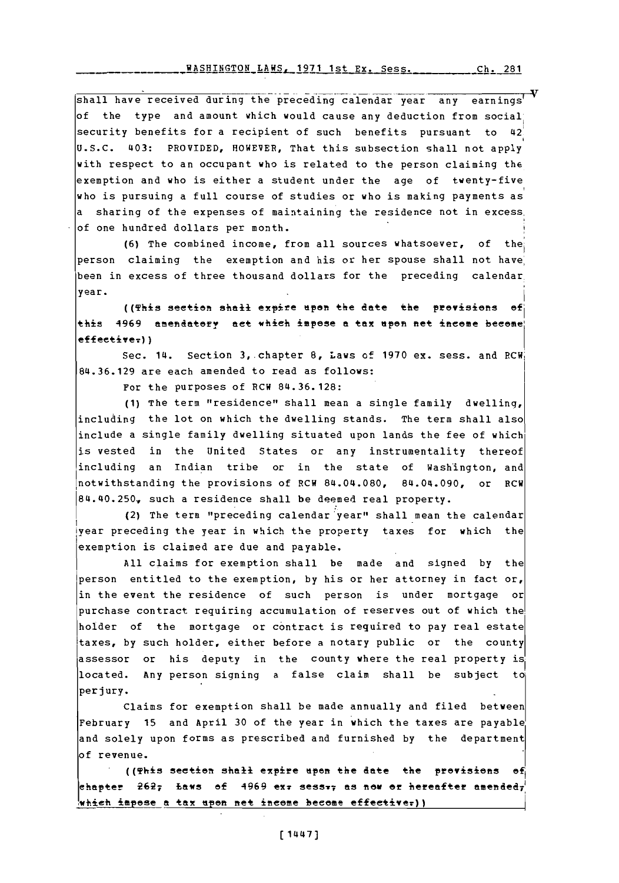shall have received during the preceding calendar year any earnings of the type and amount which would cause any deduction from social security benefits for a recipient of such benefits pursuant to 42 U.S.C. 403: PROVIDED, HOWEVER, That this subsection shall not apply with respect to an occupant who is related to the person claiming the exemption and who is either a student under the age of twenty-five who is pursuing a full course of studies or who is making payments as a sharing of the expenses of maintaining the residence not in excess of one hundred dollars per month.

(6) The combined income, from all sources whatsoever, of the person claiming the exemption and his or her spouse shall not have been in excess of three thousand dollars for the preceding calendar year.

((~~This section shall expire upon the date the provisions of this 1969 amendatory act which impose a tax upon net income become effective.~~))

Sec. 14. Section 3, chapter 8, Laws of 1970 ex. sess. and RCW 84.36.129 are each amended to read as follows:

For the purposes of RCW 84.36.128:

(1) The term "residence" shall mean a single family dwelling, including the lot on which the dwelling stands. The term shall also include a single family dwelling situated upon lands the fee of which is vested in the United States or any instrumentality thereof including an Indian tribe or in the state of Washington, and notwithstanding the provisions of RCW 84.04.080, 84.04.090, or RCW 84.40.250, such a residence shall be deemed real property.

(2) The term "preceding calendar year" shall mean the calendar year preceding the year in which the property taxes for which the exemption is claimed are due and payable.

All claims for exemption shall be made and signed by the person entitled to the exemption, by his or her attorney in fact or, in the event the residence of such person is under mortgage or purchase contract requiring accumulation of reserves out of which the holder of the mortgage or contract is required to pay real estate taxes, by such holder, either before a notary public or the county assessor or his deputy in the county where the real property is located. Any person signing a false claim shall be subject to perjury.

Claims for exemption shall be made annually and filed between February 15 and April 30 of the year in which the taxes are payable and solely upon forms as prescribed and furnished by the department of revenue.

((~~This section shall expire upon the date the provisions of chapter 262, Laws of 1969 ex. sess., as now or hereafter amended, which impose a tax upon net income become effective.~~))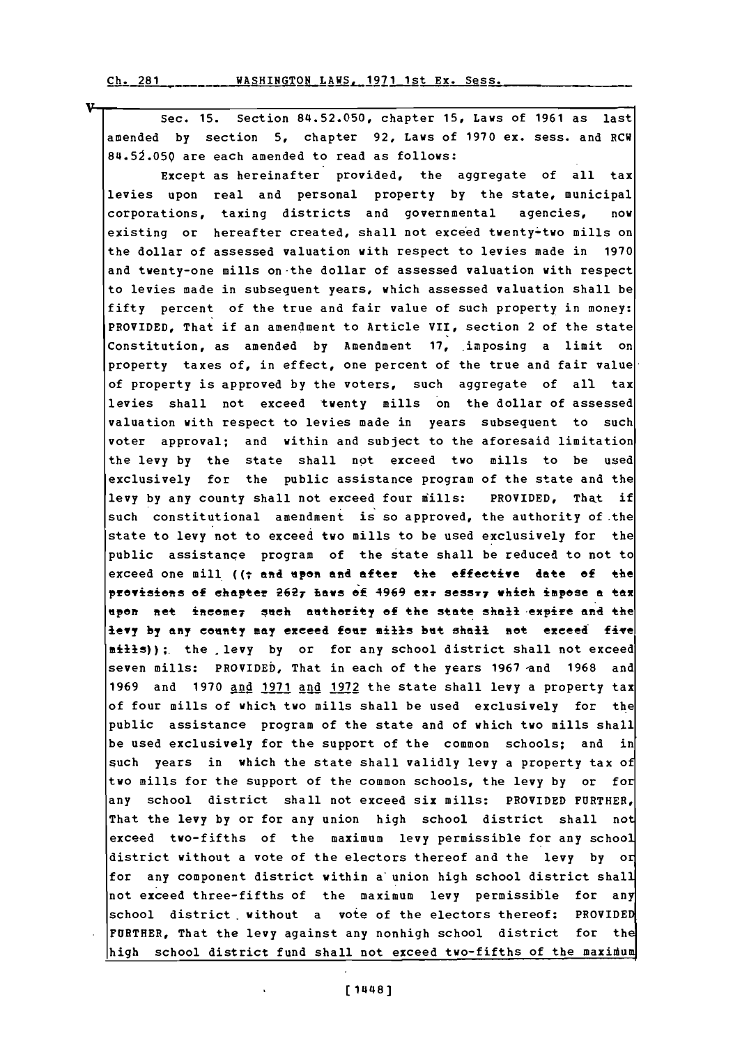Sec. 15. Section 84.52.050, chapter 15, Laws of 1961 as last amended by section 5, chapter 92, Laws of 1970 ex. sess. and RCW 84.52.050 are each amended to read as follows:

Except as hereinafter provided, the aggregate of all tax levies upon real and personal property by the state, municipal corporations, taxing districts and governmental agencies, now existing or hereafter created, shall not exceed twenty-two mills on the dollar of assessed valuation with respect to levies made in 1970 and twenty-one mills on the dollar of assessed valuation with respect to levies made in subsequent years, which assessed valuation shall be fifty percent of the true and fair value of such property in money: PROVIDED, That if an amendment to Article VII, section 2 of the state Constitution, as amended by Amendment 17, imposing a limit on property taxes of, in effect, one percent of the true and fair value of property is approved by the voters, such aggregate of all tax levies shall not exceed twenty mills on the dollar of assessed valuation with respect to levies made in years subsequent to such voter approval; and within and subject to the aforesaid limitation the levy by the state shall not exceed two mills to be used exclusively for the public assistance program of the state and the levy by any county shall not exceed four mills: PROVIDED, That if such constitutional amendment is so approved, the authority of the state to levy not to exceed two mills to be used exclusively for the public assistance program of the state shall be reduced to not to exceed one mill ((; and upon and after the effective date of the provisions of chapter 262, Laws of 1969 ex. sess., which impose a tax upon net income, such authority of the state shall expire and the levy by any county may exceed four mills but shall not exceed five mills)); the levy by or for any school district shall not exceed seven mills: PROVIDED, That in each of the years 1967 and 1968 and 1969 and 1970 and 1971 and 1972 the state shall levy a property tax of four mills of which two mills shall be used exclusively for the public assistance program of the state and of which two mills shall be used exclusively for the support of the common schools; and in such years in which the state shall validly levy a property tax of two mills for the support of the common schools, the levy by or for any school district shall not exceed six mills: PROVIDED FURTHER, That the levy by or for any union high school district shall not exceed two-fifths of the maximum levy permissible for any school district without a vote of the electors thereof and the levy by or for any component district within a union high school district shall not exceed three-fifths of the maximum levy permissible for any school district without a vote of the electors thereof: PROVIDED FURTHER, That the levy against any nonhigh school district for the high school district fund shall not exceed two-fifths of the maximum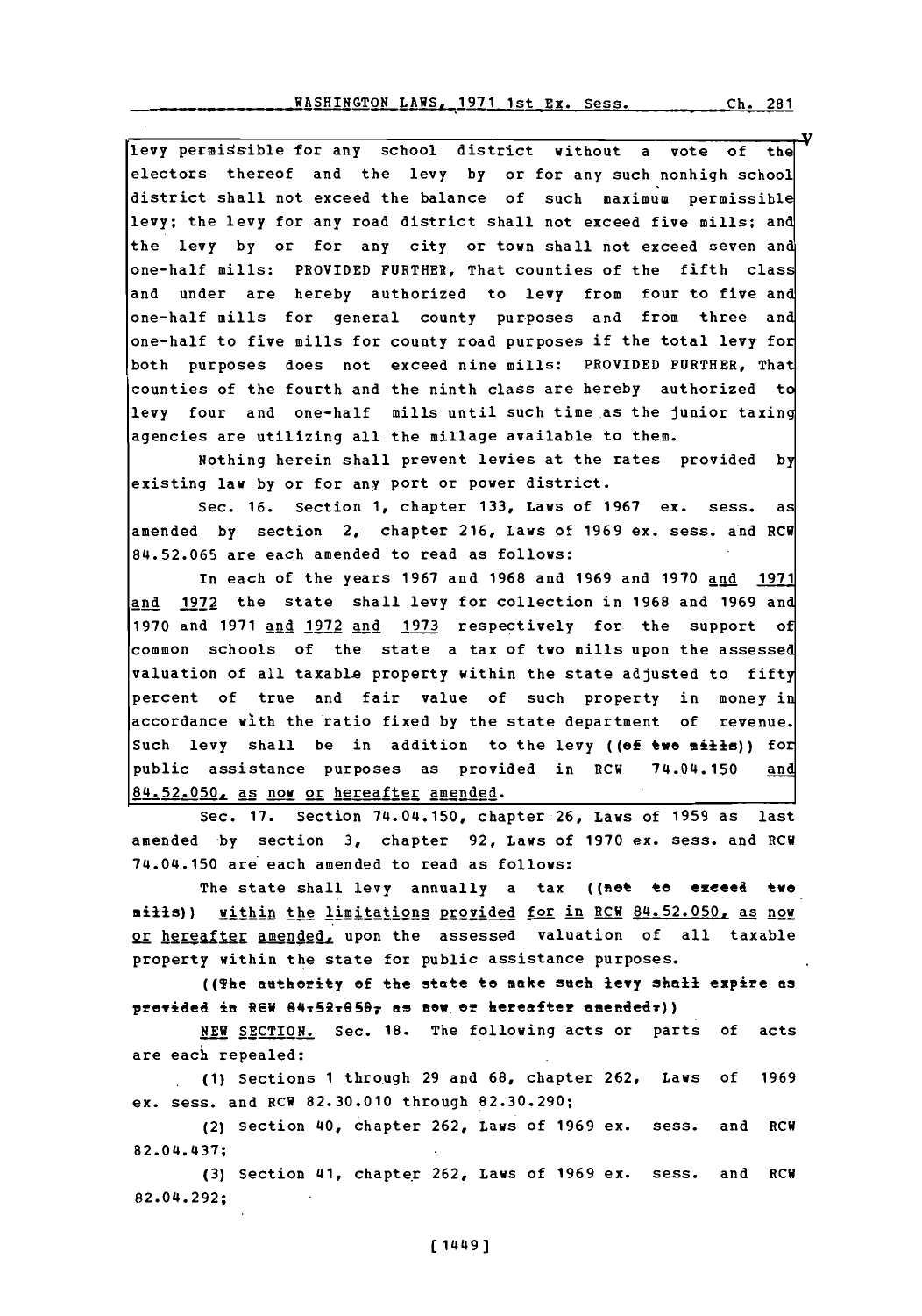levy permissible for any school district without a vote of the electors thereof and the levy by or for any such nonhigh school district shall not exceed the balance of such maximum permissible levy; the levy for any road district shall not exceed five mills; and the levy by or for any city or town shall not exceed seven and one-half mills: PROVIDED FURTHER, That counties of the fifth class and under are hereby authorized to levy from four to five and one-half mills for general county purposes and from three and one-half to five mills for county road purposes if the total levy for both purposes does not exceed nine mills: PROVIDED FURTHER, That counties of the fourth and the ninth class are hereby authorized to levy four and one-half mills until such time as the junior taxing agencies are utilizing all the millage available to them.

Nothing herein shall prevent levies at the rates provided by existing law by or for any port or power district.

Sec. 16. Section 1, chapter 133, Laws of 1967 ex. sess. as amended by section 2, chapter 216, Laws of 1969 ex. sess. and RCW 84.52.065 are each amended to read as follows:

In each of the years 1967 and 1968 and 1969 and 1970 and 1971 and 1972 the state shall levy for collection in 1968 and 1969 and 1970 and 1971 and 1972 and 1973 respectively for the support of common schools of the state a tax of two mills upon the assessed valuation of all taxable property within the state adjusted to fifty percent of true and fair value of such property in money in accordance with the ratio fixed by the state department of revenue. Such levy shall be in addition to the levy ((of two mills)) for public assistance purposes as provided in RCW 74.04.150 and 84.52.050, as now or hereafter amended.

Sec. 17. Section 74.04.150, chapter 26, Laws of 1959 as last amended by section 3, chapter 92, Laws of 1970 ex. sess. and RCW 74.04.150 are each amended to read as follows:

The state shall levy annually a tax ((not to exceed two mills)) within the limitations provided for in RCW 84.52.050, as now or hereafter amended, upon the assessed valuation of all taxable property within the state for public assistance purposes.

((The authority of the state to make such levy shall expire as provided in RCW 84.52.050, as now or hereafter amended.))

NEW SECTION. Sec. 18. The following acts or parts of acts are each repealed:

(1) Sections 1 through 29 and 68, chapter 262, Laws of 1969 ex. sess. and RCW 82.30.010 through 82.30.290;

(2) Section 40, chapter 262, Laws of 1969 ex. sess. and RCW 82.04.437;

(3) Section 41, chapter 262, Laws of 1969 ex. sess. and RCW 82.04.292;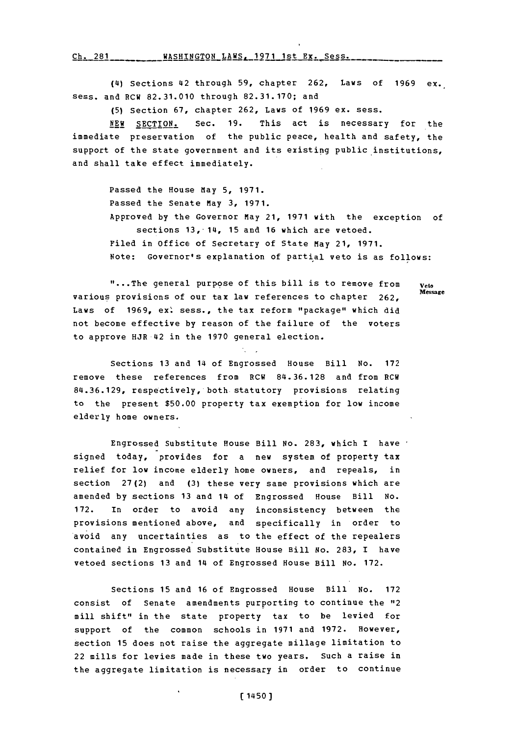(4) Sections 42 through 59, chapter 262, Laws of 1969 ex. sess. and RCW 82.31.010 through 82.31.170; and

(5) Section 67, chapter 262, Laws of 1969 ex. sess.

NEW SECTION. Sec. 19. This act is necessary for the immediate preservation of the public peace, health and safety, the support of the state government and its existing public institutions, and shall take effect immediately.

Passed the House May 5, 1971.
Passed the Senate May 3, 1971.
Approved by the Governor May 21, 1971 with the exception of sections 13, 14, 15 and 16 which are vetoed.
Filed in Office of Secretary of State May 21, 1971.
Note: Governor's explanation of partial veto is as follows:

Veto Message

"...The general purpose of this bill is to remove from various provisions of our tax law references to chapter 262, Laws of 1969, ex. sess., the tax reform "package" which did not become effective by reason of the failure of the voters to approve HJR 42 in the 1970 general election.

Sections 13 and 14 of Engrossed House Bill No. 172 remove these references from RCW 84.36.128 and from RCW 84.36.129, respectively, both statutory provisions relating to the present $50.00 property tax exemption for low income elderly home owners.

Engrossed Substitute House Bill No. 283, which I have signed today, provides for a new system of property tax relief for low income elderly home owners, and repeals, in section 27(2) and (3) these very same provisions which are amended by sections 13 and 14 of Engrossed House Bill No. 172. In order to avoid any inconsistency between the provisions mentioned above, and specifically in order to avoid any uncertainties as to the effect of the repealers contained in Engrossed Substitute House Bill No. 283, I have vetoed sections 13 and 14 of Engrossed House Bill No. 172.

Sections 15 and 16 of Engrossed House Bill No. 172 consist of Senate amendments purporting to continue the "2 mill shift" in the state property tax to be levied for support of the common schools in 1971 and 1972. However, section 15 does not raise the aggregate millage limitation to 22 mills for levies made in these two years. Such a raise in the aggregate limitation is necessary in order to continue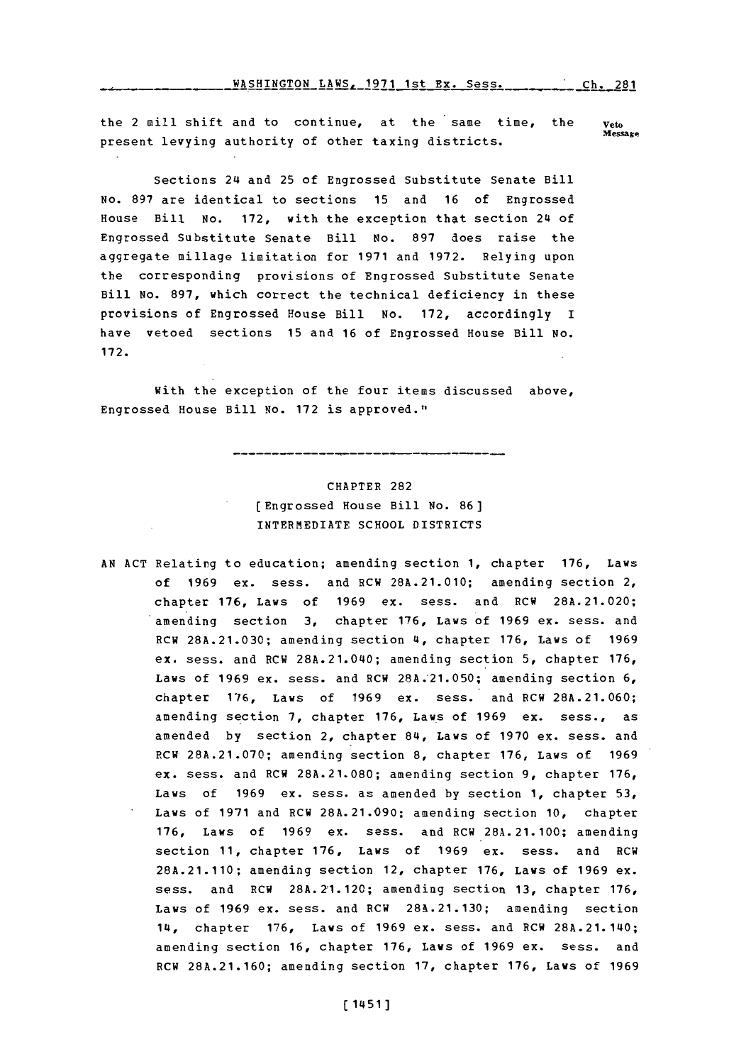the 2 mill shift and to continue, at the same time, the present levying authority of other taxing districts.

Veto Message

Sections 24 and 25 of Engrossed Substitute Senate Bill No. 897 are identical to sections 15 and 16 of Engrossed House Bill No. 172, with the exception that section 24 of Engrossed Substitute Senate Bill No. 897 does raise the aggregate millage limitation for 1971 and 1972. Relying upon the corresponding provisions of Engrossed Substitute Senate Bill No. 897, which correct the technical deficiency in these provisions of Engrossed House Bill No. 172, accordingly I have vetoed sections 15 and 16 of Engrossed House Bill No. 172.

With the exception of the four items discussed above, Engrossed House Bill No. 172 is approved."

---

CHAPTER 282

[Engrossed House Bill No. 86]

INTERMEDIATE SCHOOL DISTRICTS

AN ACT Relating to education; amending section 1, chapter 176, Laws of 1969 ex. sess. and RCW 28A.21.010; amending section 2, chapter 176, Laws of 1969 ex. sess. and RCW 28A.21.020; amending section 3, chapter 176, Laws of 1969 ex. sess. and RCW 28A.21.030; amending section 4, chapter 176, Laws of 1969 ex. sess. and RCW 28A.21.040; amending section 5, chapter 176, Laws of 1969 ex. sess. and RCW 28A.21.050; amending section 6, chapter 176, Laws of 1969 ex. sess. and RCW 28A.21.060; amending section 7, chapter 176, Laws of 1969 ex. sess., as amended by section 2, chapter 84, Laws of 1970 ex. sess. and RCW 28A.21.070; amending section 8, chapter 176, Laws of 1969 ex. sess. and RCW 28A.21.080; amending section 9, chapter 176, Laws of 1969 ex. sess. as amended by section 1, chapter 53, Laws of 1971 and RCW 28A.21.090; amending section 10, chapter 176, Laws of 1969 ex. sess. and RCW 28A.21.100; amending section 11, chapter 176, Laws of 1969 ex. sess. and RCW 28A.21.110; amending section 12, chapter 176, Laws of 1969 ex. sess. and RCW 28A.21.120; amending section 13, chapter 176, Laws of 1969 ex. sess. and RCW 28A.21.130; amending section 14, chapter 176, Laws of 1969 ex. sess. and RCW 28A.21.140; amending section 16, chapter 176, Laws of 1969 ex. sess. and RCW 28A.21.160; amending section 17, chapter 176, Laws of 1969